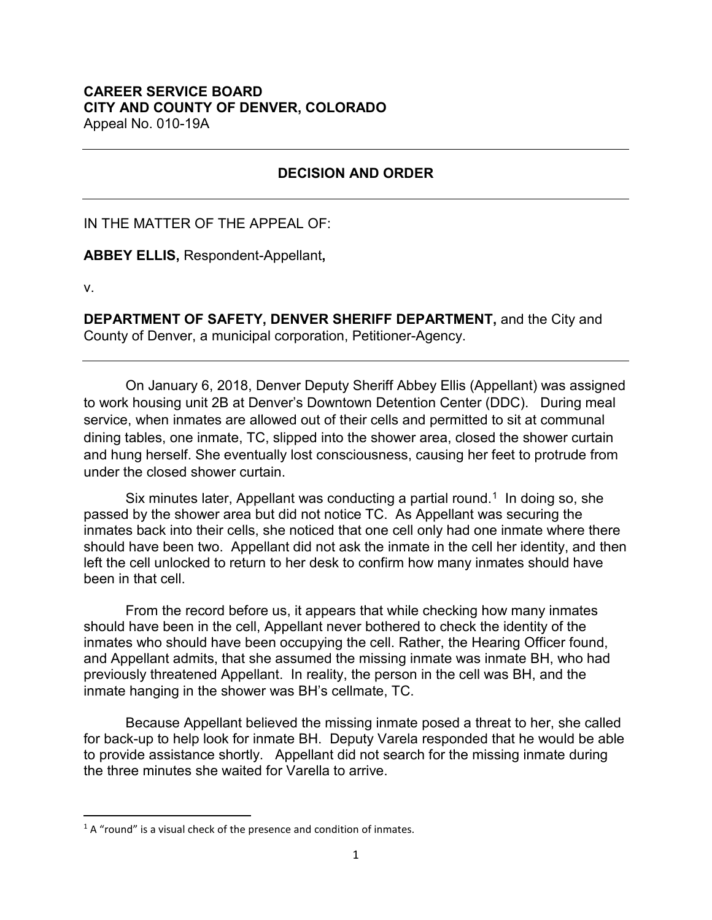**CAREER SERVICE BOARD**
**CITY AND COUNTY OF DENVER, COLORADO**
Appeal No. 010-19A

---

## DECISION AND ORDER

---

IN THE MATTER OF THE APPEAL OF:

**ABBEY ELLIS,** Respondent-Appellant**,**

v.

**DEPARTMENT OF SAFETY, DENVER SHERIFF DEPARTMENT,** and the City and County of Denver, a municipal corporation, Petitioner-Agency.

---

On January 6, 2018, Denver Deputy Sheriff Abbey Ellis (Appellant) was assigned to work housing unit 2B at Denver's Downtown Detention Center (DDC). During meal service, when inmates are allowed out of their cells and permitted to sit at communal dining tables, one inmate, TC, slipped into the shower area, closed the shower curtain and hung herself. She eventually lost consciousness, causing her feet to protrude from under the closed shower curtain.

Six minutes later, Appellant was conducting a partial round.[1] In doing so, she passed by the shower area but did not notice TC. As Appellant was securing the inmates back into their cells, she noticed that one cell only had one inmate where there should have been two. Appellant did not ask the inmate in the cell her identity, and then left the cell unlocked to return to her desk to confirm how many inmates should have been in that cell.

From the record before us, it appears that while checking how many inmates should have been in the cell, Appellant never bothered to check the identity of the inmates who should have been occupying the cell. Rather, the Hearing Officer found, and Appellant admits, that she assumed the missing inmate was inmate BH, who had previously threatened Appellant. In reality, the person in the cell was BH, and the inmate hanging in the shower was BH's cellmate, TC.

Because Appellant believed the missing inmate posed a threat to her, she called for back-up to help look for inmate BH. Deputy Varela responded that he would be able to provide assistance shortly. Appellant did not search for the missing inmate during the three minutes she waited for Varella to arrive.

---

[1] A "round" is a visual check of the presence and condition of inmates.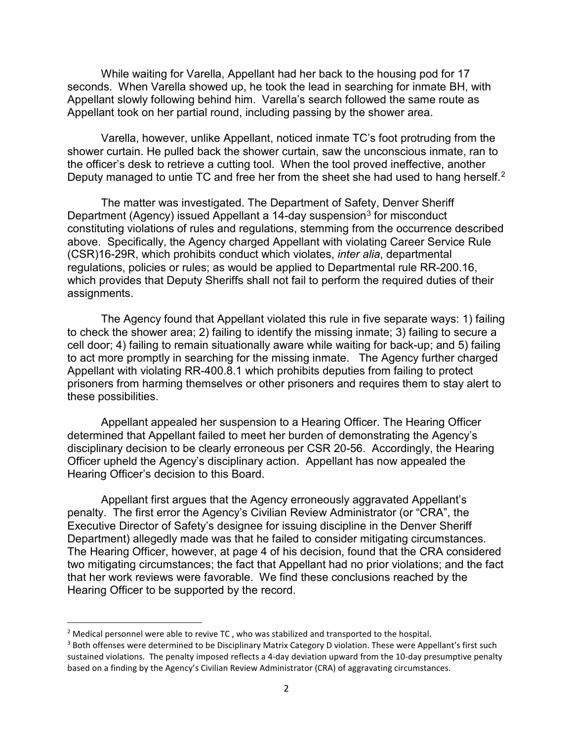While waiting for Varella, Appellant had her back to the housing pod for 17 seconds. When Varella showed up, he took the lead in searching for inmate BH, with Appellant slowly following behind him. Varella's search followed the same route as Appellant took on her partial round, including passing by the shower area.

Varella, however, unlike Appellant, noticed inmate TC's foot protruding from the shower curtain. He pulled back the shower curtain, saw the unconscious inmate, ran to the officer's desk to retrieve a cutting tool. When the tool proved ineffective, another Deputy managed to untie TC and free her from the sheet she had used to hang herself.[2]

The matter was investigated. The Department of Safety, Denver Sheriff Department (Agency) issued Appellant a 14-day suspension[3] for misconduct constituting violations of rules and regulations, stemming from the occurrence described above. Specifically, the Agency charged Appellant with violating Career Service Rule (CSR)16-29R, which prohibits conduct which violates, *inter alia*, departmental regulations, policies or rules; as would be applied to Departmental rule RR-200.16, which provides that Deputy Sheriffs shall not fail to perform the required duties of their assignments.

The Agency found that Appellant violated this rule in five separate ways: 1) failing to check the shower area; 2) failing to identify the missing inmate; 3) failing to secure a cell door; 4) failing to remain situationally aware while waiting for back-up; and 5) failing to act more promptly in searching for the missing inmate. The Agency further charged Appellant with violating RR-400.8.1 which prohibits deputies from failing to protect prisoners from harming themselves or other prisoners and requires them to stay alert to these possibilities.

Appellant appealed her suspension to a Hearing Officer. The Hearing Officer determined that Appellant failed to meet her burden of demonstrating the Agency's disciplinary decision to be clearly erroneous per CSR 20-56. Accordingly, the Hearing Officer upheld the Agency's disciplinary action. Appellant has now appealed the Hearing Officer's decision to this Board.

Appellant first argues that the Agency erroneously aggravated Appellant's penalty. The first error the Agency's Civilian Review Administrator (or "CRA", the Executive Director of Safety's designee for issuing discipline in the Denver Sheriff Department) allegedly made was that he failed to consider mitigating circumstances. The Hearing Officer, however, at page 4 of his decision, found that the CRA considered two mitigating circumstances; the fact that Appellant had no prior violations; and the fact that her work reviews were favorable. We find these conclusions reached by the Hearing Officer to be supported by the record.

---

[2] Medical personnel were able to revive TC , who was stabilized and transported to the hospital.

[3] Both offenses were determined to be Disciplinary Matrix Category D violation. These were Appellant's first such sustained violations. The penalty imposed reflects a 4-day deviation upward from the 10-day presumptive penalty based on a finding by the Agency's Civilian Review Administrator (CRA) of aggravating circumstances.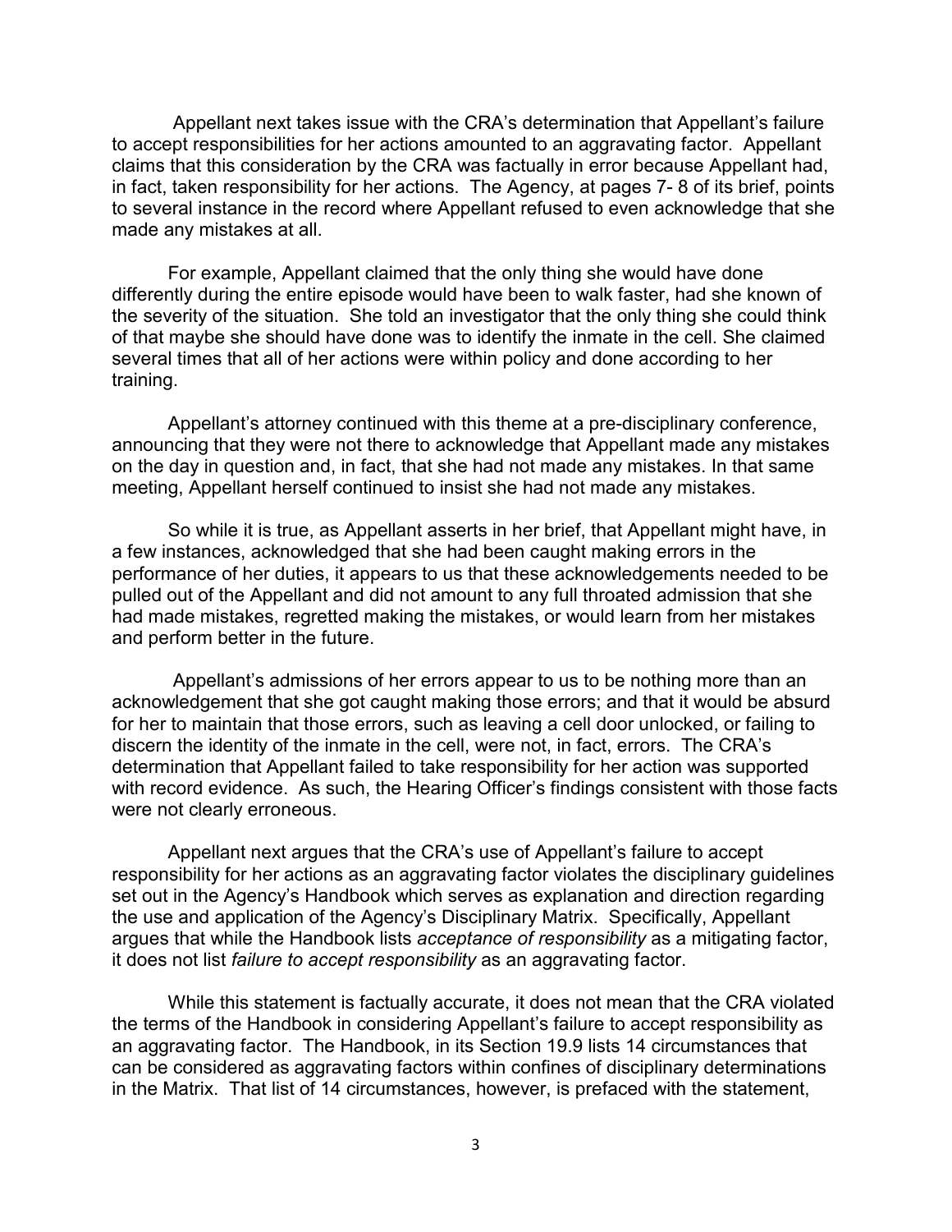Appellant next takes issue with the CRA's determination that Appellant's failure to accept responsibilities for her actions amounted to an aggravating factor. Appellant claims that this consideration by the CRA was factually in error because Appellant had, in fact, taken responsibility for her actions. The Agency, at pages 7- 8 of its brief, points to several instance in the record where Appellant refused to even acknowledge that she made any mistakes at all.

For example, Appellant claimed that the only thing she would have done differently during the entire episode would have been to walk faster, had she known of the severity of the situation. She told an investigator that the only thing she could think of that maybe she should have done was to identify the inmate in the cell. She claimed several times that all of her actions were within policy and done according to her training.

Appellant's attorney continued with this theme at a pre-disciplinary conference, announcing that they were not there to acknowledge that Appellant made any mistakes on the day in question and, in fact, that she had not made any mistakes. In that same meeting, Appellant herself continued to insist she had not made any mistakes.

So while it is true, as Appellant asserts in her brief, that Appellant might have, in a few instances, acknowledged that she had been caught making errors in the performance of her duties, it appears to us that these acknowledgements needed to be pulled out of the Appellant and did not amount to any full throated admission that she had made mistakes, regretted making the mistakes, or would learn from her mistakes and perform better in the future.

Appellant's admissions of her errors appear to us to be nothing more than an acknowledgement that she got caught making those errors; and that it would be absurd for her to maintain that those errors, such as leaving a cell door unlocked, or failing to discern the identity of the inmate in the cell, were not, in fact, errors. The CRA's determination that Appellant failed to take responsibility for her action was supported with record evidence. As such, the Hearing Officer's findings consistent with those facts were not clearly erroneous.

Appellant next argues that the CRA's use of Appellant's failure to accept responsibility for her actions as an aggravating factor violates the disciplinary guidelines set out in the Agency's Handbook which serves as explanation and direction regarding the use and application of the Agency's Disciplinary Matrix. Specifically, Appellant argues that while the Handbook lists *acceptance of responsibility* as a mitigating factor, it does not list *failure to accept responsibility* as an aggravating factor.

While this statement is factually accurate, it does not mean that the CRA violated the terms of the Handbook in considering Appellant's failure to accept responsibility as an aggravating factor. The Handbook, in its Section 19.9 lists 14 circumstances that can be considered as aggravating factors within confines of disciplinary determinations in the Matrix. That list of 14 circumstances, however, is prefaced with the statement,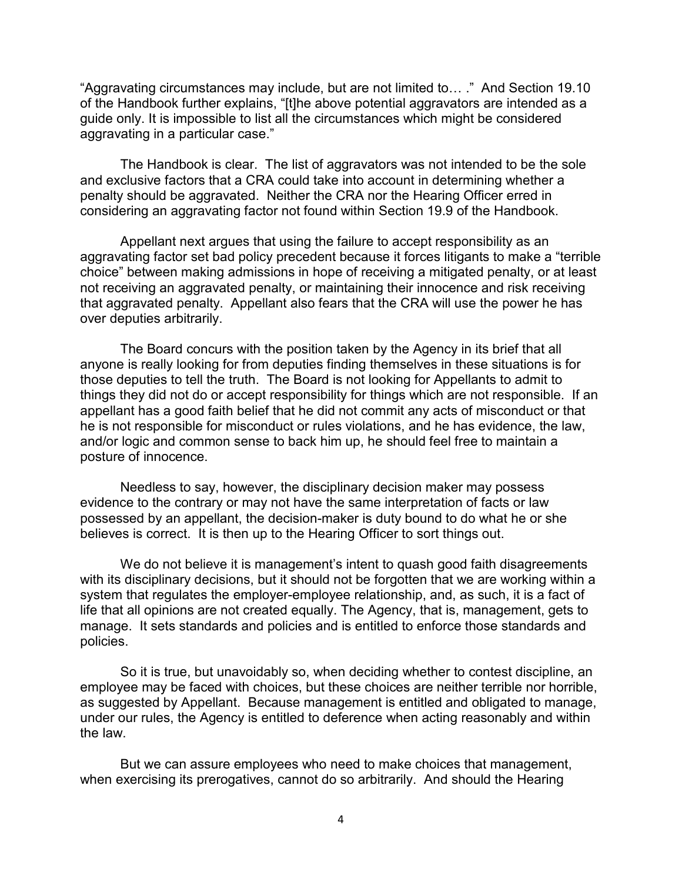"Aggravating circumstances may include, but are not limited to… ." And Section 19.10 of the Handbook further explains, "[t]he above potential aggravators are intended as a guide only. It is impossible to list all the circumstances which might be considered aggravating in a particular case."

The Handbook is clear. The list of aggravators was not intended to be the sole and exclusive factors that a CRA could take into account in determining whether a penalty should be aggravated. Neither the CRA nor the Hearing Officer erred in considering an aggravating factor not found within Section 19.9 of the Handbook.

Appellant next argues that using the failure to accept responsibility as an aggravating factor set bad policy precedent because it forces litigants to make a "terrible choice" between making admissions in hope of receiving a mitigated penalty, or at least not receiving an aggravated penalty, or maintaining their innocence and risk receiving that aggravated penalty. Appellant also fears that the CRA will use the power he has over deputies arbitrarily.

The Board concurs with the position taken by the Agency in its brief that all anyone is really looking for from deputies finding themselves in these situations is for those deputies to tell the truth. The Board is not looking for Appellants to admit to things they did not do or accept responsibility for things which are not responsible. If an appellant has a good faith belief that he did not commit any acts of misconduct or that he is not responsible for misconduct or rules violations, and he has evidence, the law, and/or logic and common sense to back him up, he should feel free to maintain a posture of innocence.

Needless to say, however, the disciplinary decision maker may possess evidence to the contrary or may not have the same interpretation of facts or law possessed by an appellant, the decision-maker is duty bound to do what he or she believes is correct. It is then up to the Hearing Officer to sort things out.

We do not believe it is management's intent to quash good faith disagreements with its disciplinary decisions, but it should not be forgotten that we are working within a system that regulates the employer-employee relationship, and, as such, it is a fact of life that all opinions are not created equally. The Agency, that is, management, gets to manage. It sets standards and policies and is entitled to enforce those standards and policies.

So it is true, but unavoidably so, when deciding whether to contest discipline, an employee may be faced with choices, but these choices are neither terrible nor horrible, as suggested by Appellant. Because management is entitled and obligated to manage, under our rules, the Agency is entitled to deference when acting reasonably and within the law.

But we can assure employees who need to make choices that management, when exercising its prerogatives, cannot do so arbitrarily. And should the Hearing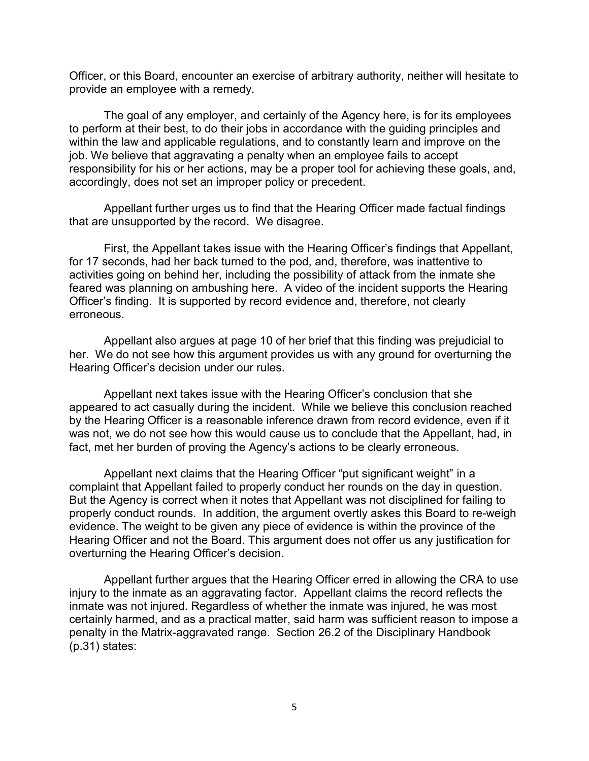Officer, or this Board, encounter an exercise of arbitrary authority, neither will hesitate to provide an employee with a remedy.

The goal of any employer, and certainly of the Agency here, is for its employees to perform at their best, to do their jobs in accordance with the guiding principles and within the law and applicable regulations, and to constantly learn and improve on the job. We believe that aggravating a penalty when an employee fails to accept responsibility for his or her actions, may be a proper tool for achieving these goals, and, accordingly, does not set an improper policy or precedent.

Appellant further urges us to find that the Hearing Officer made factual findings that are unsupported by the record. We disagree.

First, the Appellant takes issue with the Hearing Officer's findings that Appellant, for 17 seconds, had her back turned to the pod, and, therefore, was inattentive to activities going on behind her, including the possibility of attack from the inmate she feared was planning on ambushing here. A video of the incident supports the Hearing Officer's finding. It is supported by record evidence and, therefore, not clearly erroneous.

Appellant also argues at page 10 of her brief that this finding was prejudicial to her. We do not see how this argument provides us with any ground for overturning the Hearing Officer's decision under our rules.

Appellant next takes issue with the Hearing Officer's conclusion that she appeared to act casually during the incident. While we believe this conclusion reached by the Hearing Officer is a reasonable inference drawn from record evidence, even if it was not, we do not see how this would cause us to conclude that the Appellant, had, in fact, met her burden of proving the Agency's actions to be clearly erroneous.

Appellant next claims that the Hearing Officer "put significant weight" in a complaint that Appellant failed to properly conduct her rounds on the day in question. But the Agency is correct when it notes that Appellant was not disciplined for failing to properly conduct rounds. In addition, the argument overtly askes this Board to re-weigh evidence. The weight to be given any piece of evidence is within the province of the Hearing Officer and not the Board. This argument does not offer us any justification for overturning the Hearing Officer's decision.

Appellant further argues that the Hearing Officer erred in allowing the CRA to use injury to the inmate as an aggravating factor. Appellant claims the record reflects the inmate was not injured. Regardless of whether the inmate was injured, he was most certainly harmed, and as a practical matter, said harm was sufficient reason to impose a penalty in the Matrix-aggravated range. Section 26.2 of the Disciplinary Handbook (p.31) states: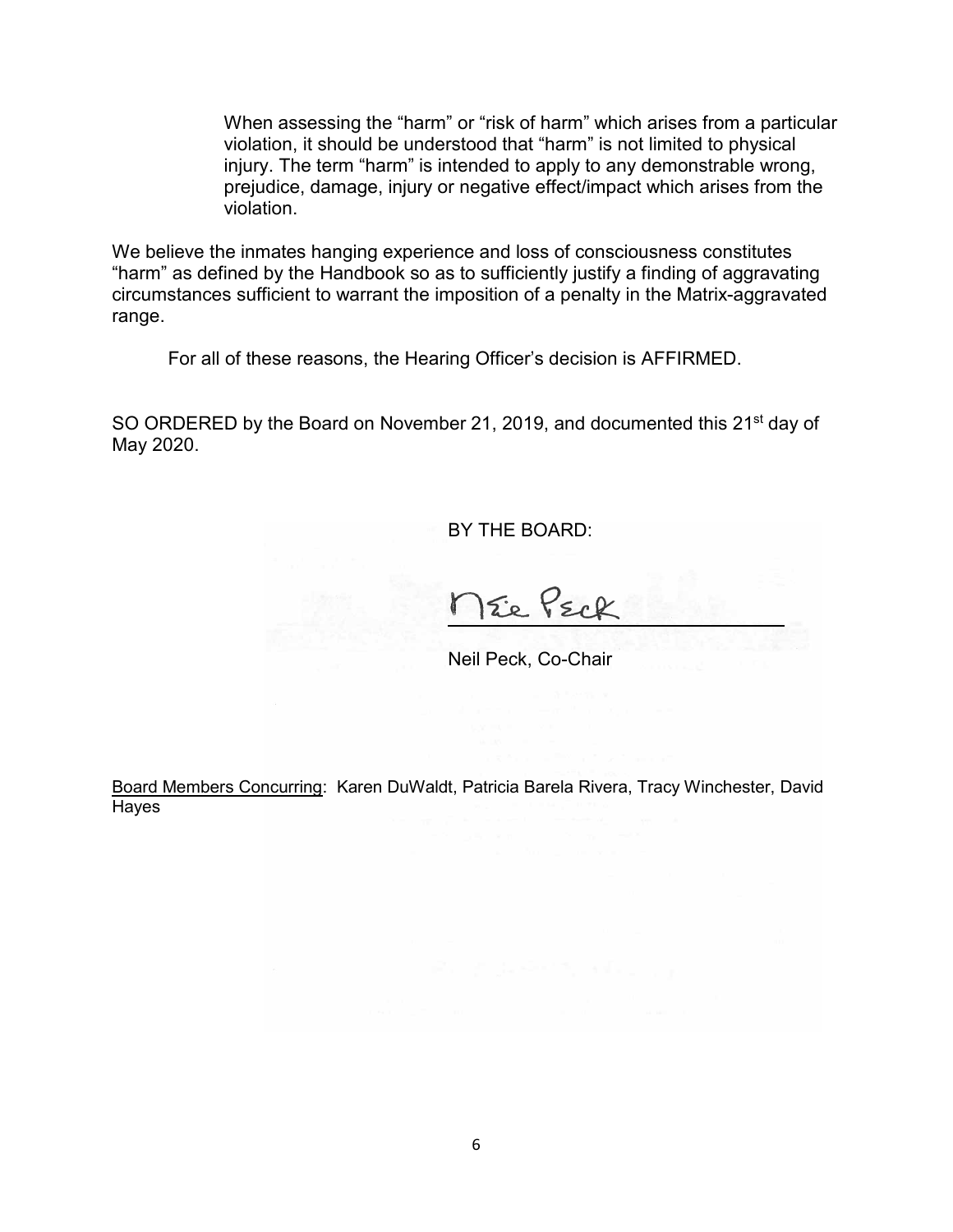> When assessing the "harm" or "risk of harm" which arises from a particular violation, it should be understood that "harm" is not limited to physical injury. The term "harm" is intended to apply to any demonstrable wrong, prejudice, damage, injury or negative effect/impact which arises from the violation.

We believe the inmates hanging experience and loss of consciousness constitutes "harm" as defined by the Handbook so as to sufficiently justify a finding of aggravating circumstances sufficient to warrant the imposition of a penalty in the Matrix-aggravated range.

For all of these reasons, the Hearing Officer's decision is AFFIRMED.

SO ORDERED by the Board on November 21, 2019, and documented this 21st day of May 2020.

BY THE BOARD:

Neil Peck

Neil Peck, Co-Chair

Board Members Concurring: Karen DuWaldt, Patricia Barela Rivera, Tracy Winchester, David Hayes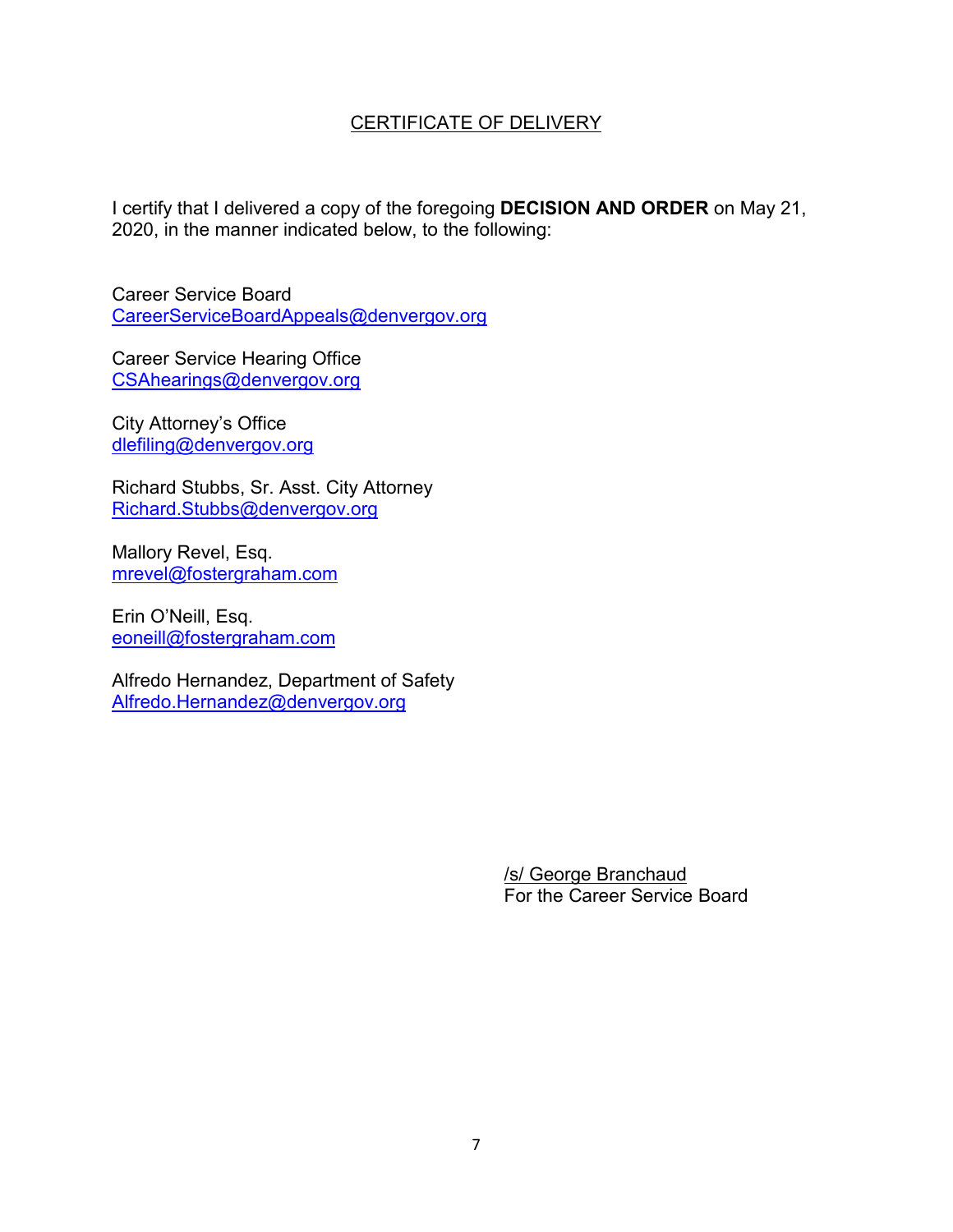## CERTIFICATE OF DELIVERY

I certify that I delivered a copy of the foregoing **DECISION AND ORDER** on May 21, 2020, in the manner indicated below, to the following:

Career Service Board
CareerServiceBoardAppeals@denvergov.org

Career Service Hearing Office
CSAhearings@denvergov.org

City Attorney's Office
dlefiling@denvergov.org

Richard Stubbs, Sr. Asst. City Attorney
Richard.Stubbs@denvergov.org

Mallory Revel, Esq.
mrevel@fostergraham.com

Erin O'Neill, Esq.
eoneill@fostergraham.com

Alfredo Hernandez, Department of Safety
Alfredo.Hernandez@denvergov.org

/s/ George Branchaud
For the Career Service Board